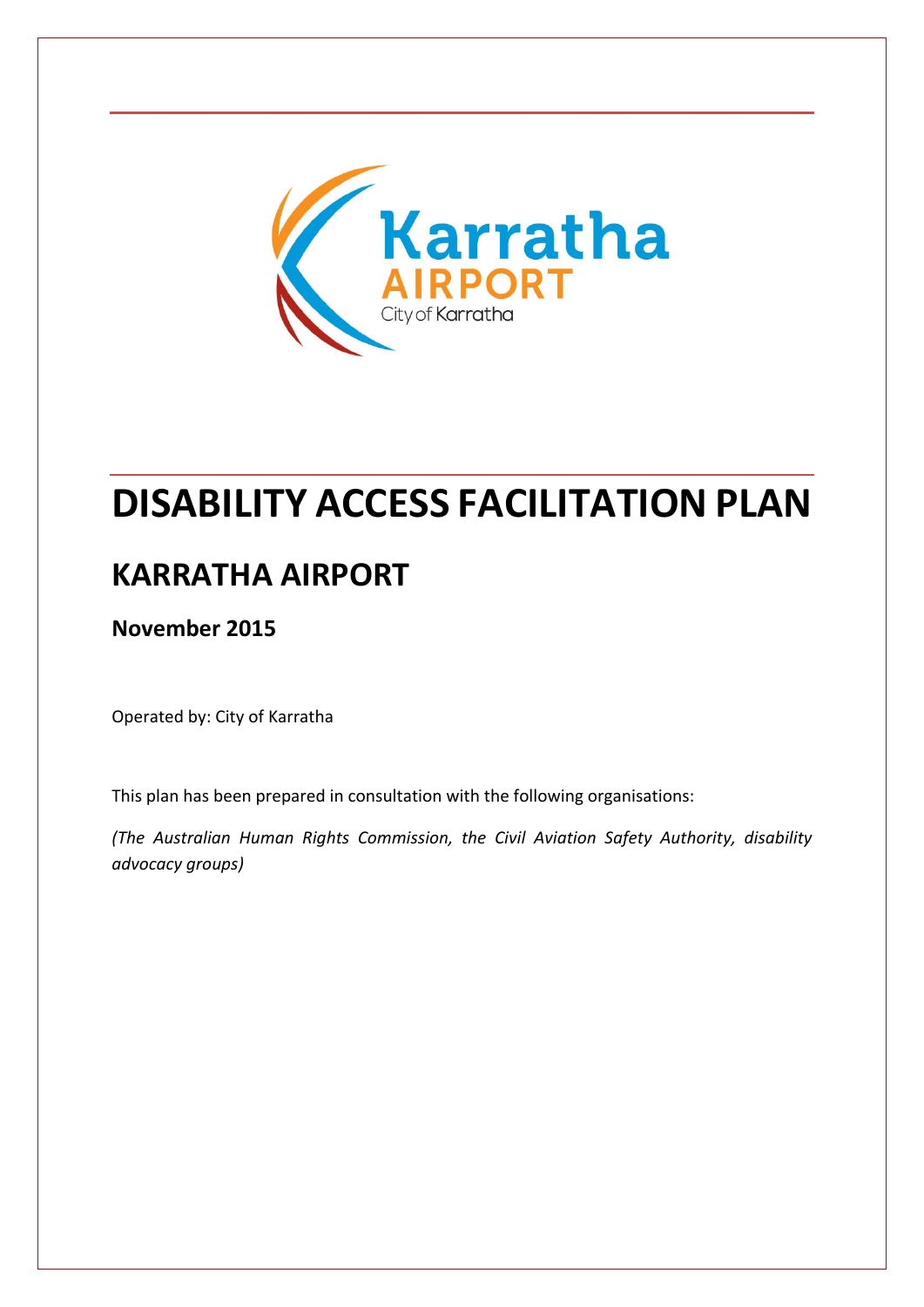# DISABILITY ACCESS FACILITATION PLAN

## KARRATHA AIRPORT

**November 2015**

Operated by: City of Karratha

This plan has been prepared in consultation with the following organisations:

*(The Australian Human Rights Commission, the Civil Aviation Safety Authority, disability advocacy groups)*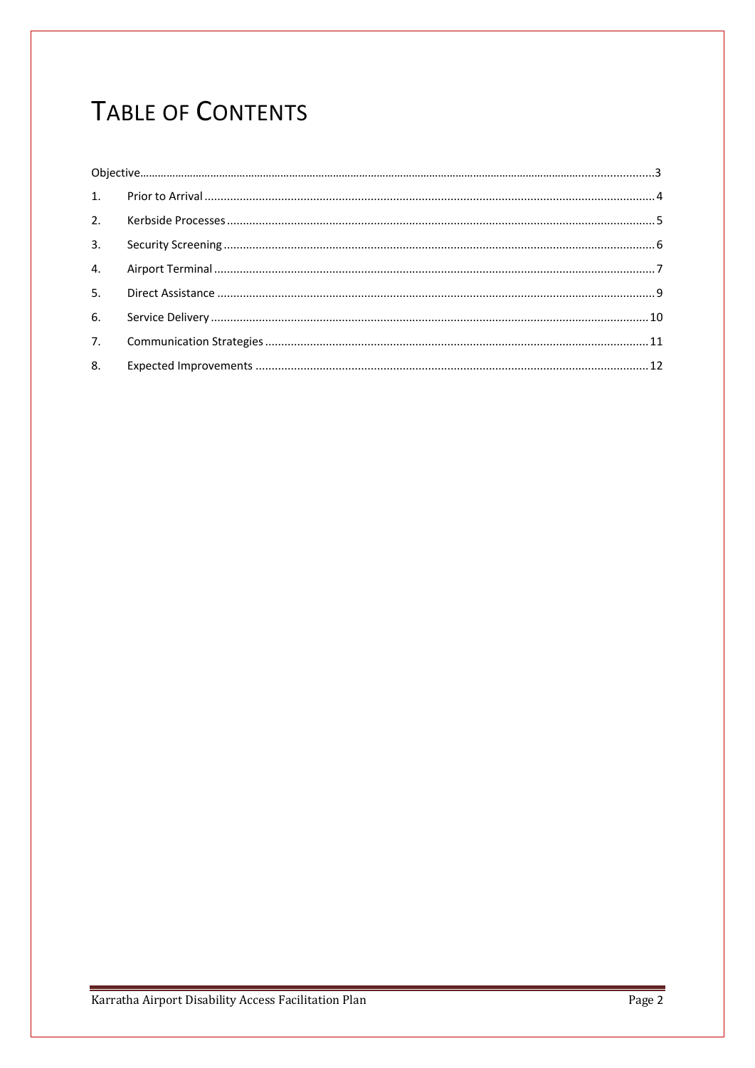# TABLE OF CONTENTS

Objective......3

1. Prior to Arrival......4
2. Kerbside Processes......5
3. Security Screening......6
4. Airport Terminal......7
5. Direct Assistance......9
6. Service Delivery......10
7. Communication Strategies......11
8. Expected Improvements......12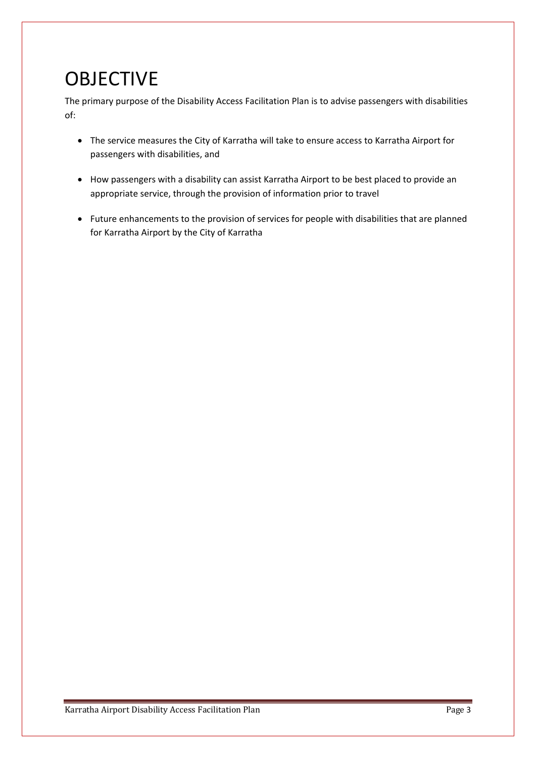# OBJECTIVE

The primary purpose of the Disability Access Facilitation Plan is to advise passengers with disabilities of:

- The service measures the City of Karratha will take to ensure access to Karratha Airport for passengers with disabilities, and
- How passengers with a disability can assist Karratha Airport to be best placed to provide an appropriate service, through the provision of information prior to travel
- Future enhancements to the provision of services for people with disabilities that are planned for Karratha Airport by the City of Karratha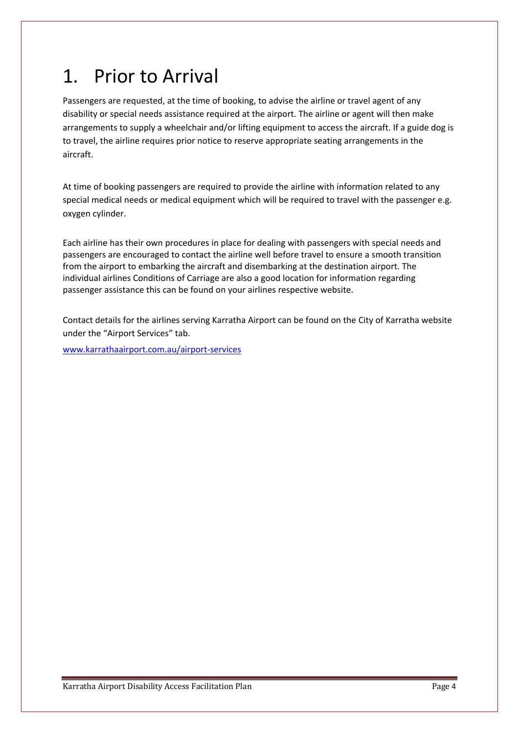# 1. Prior to Arrival

Passengers are requested, at the time of booking, to advise the airline or travel agent of any disability or special needs assistance required at the airport. The airline or agent will then make arrangements to supply a wheelchair and/or lifting equipment to access the aircraft. If a guide dog is to travel, the airline requires prior notice to reserve appropriate seating arrangements in the aircraft.

At time of booking passengers are required to provide the airline with information related to any special medical needs or medical equipment which will be required to travel with the passenger e.g. oxygen cylinder.

Each airline has their own procedures in place for dealing with passengers with special needs and passengers are encouraged to contact the airline well before travel to ensure a smooth transition from the airport to embarking the aircraft and disembarking at the destination airport. The individual airlines Conditions of Carriage are also a good location for information regarding passenger assistance this can be found on your airlines respective website.

Contact details for the airlines serving Karratha Airport can be found on the City of Karratha website under the "Airport Services" tab.

[www.karrathaairport.com.au/airport-services](http://www.karrathaairport.com.au/airport-services)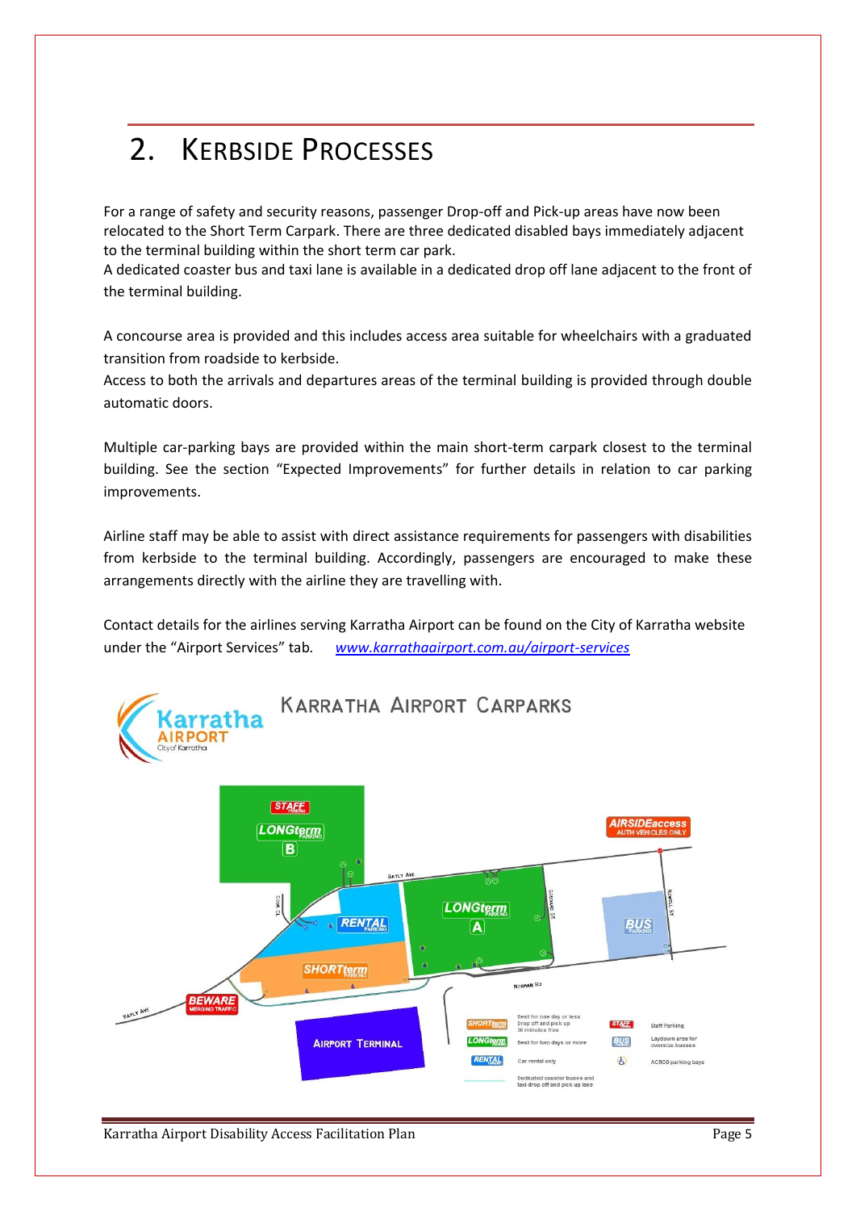# 2. Kerbside Processes

For a range of safety and security reasons, passenger Drop-off and Pick-up areas have now been relocated to the Short Term Carpark. There are three dedicated disabled bays immediately adjacent to the terminal building within the short term car park.

A dedicated coaster bus and taxi lane is available in a dedicated drop off lane adjacent to the front of the terminal building.

A concourse area is provided and this includes access area suitable for wheelchairs with a graduated transition from roadside to kerbside.

Access to both the arrivals and departures areas of the terminal building is provided through double automatic doors.

Multiple car-parking bays are provided within the main short-term carpark closest to the terminal building. See the section "Expected Improvements" for further details in relation to car parking improvements.

Airline staff may be able to assist with direct assistance requirements for passengers with disabilities from kerbside to the terminal building. Accordingly, passengers are encouraged to make these arrangements directly with the airline they are travelling with.

Contact details for the airlines serving Karratha Airport can be found on the City of Karratha website under the "Airport Services" tab. [www.karrathaairport.com.au/airport-services](www.karrathaairport.com.au/airport-services)

Karratha Airport Carparks

| | |
|---|---|
| SHORTterm | Best for one day or less. Drop off and pick up 30 minutes free |
| LONGterm | Best for two days or more |
| RENTAL | Car rental only |
| | Dedicated coaster buses and taxi drop off and pick up lane |
| STAFF | Staff Parking |
| BUS | Laydown area for oversize busses |
| ♿ | ACROD parking bays |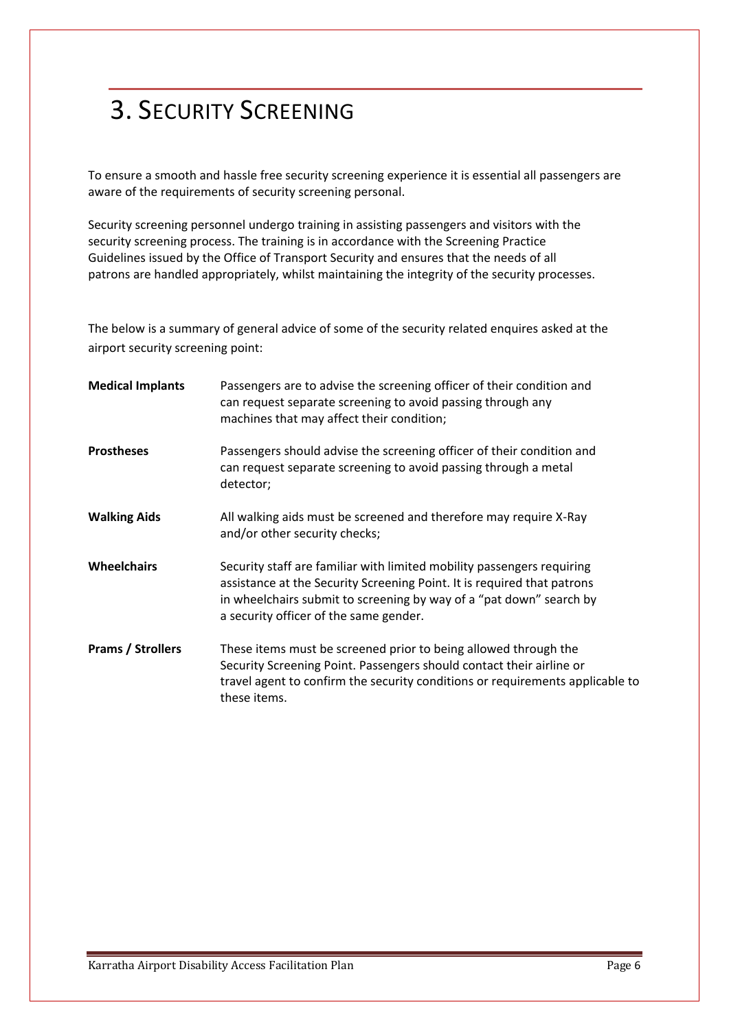# 3. Security Screening

To ensure a smooth and hassle free security screening experience it is essential all passengers are aware of the requirements of security screening personal.

Security screening personnel undergo training in assisting passengers and visitors with the security screening process. The training is in accordance with the Screening Practice Guidelines issued by the Office of Transport Security and ensures that the needs of all patrons are handled appropriately, whilst maintaining the integrity of the security processes.

The below is a summary of general advice of some of the security related enquires asked at the airport security screening point:

**Medical Implants** Passengers are to advise the screening officer of their condition and can request separate screening to avoid passing through any machines that may affect their condition;

**Prostheses** Passengers should advise the screening officer of their condition and can request separate screening to avoid passing through a metal detector;

**Walking Aids** All walking aids must be screened and therefore may require X-Ray and/or other security checks;

**Wheelchairs** Security staff are familiar with limited mobility passengers requiring assistance at the Security Screening Point. It is required that patrons in wheelchairs submit to screening by way of a "pat down" search by a security officer of the same gender.

**Prams / Strollers** These items must be screened prior to being allowed through the Security Screening Point. Passengers should contact their airline or travel agent to confirm the security conditions or requirements applicable to these items.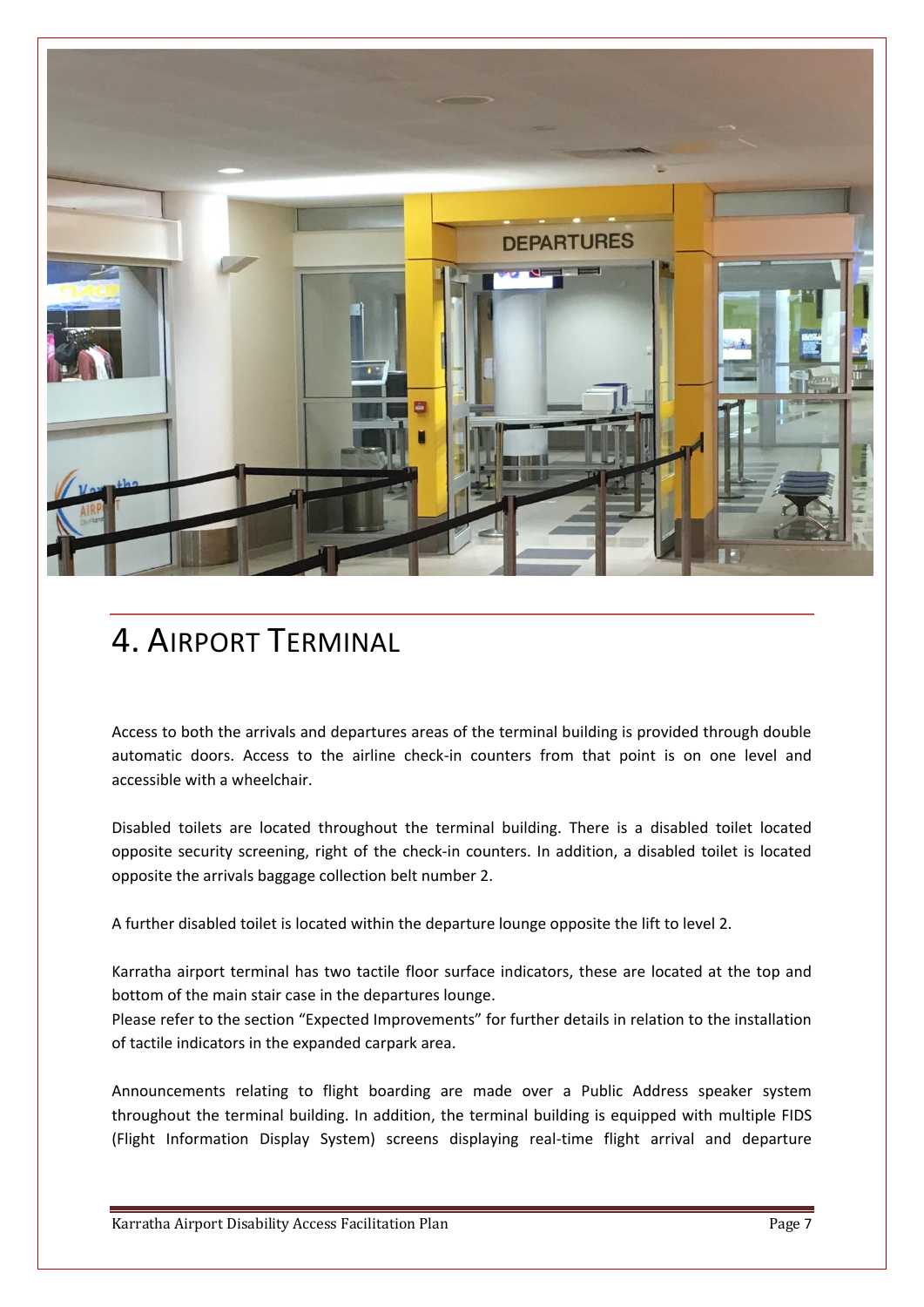# 4. AIRPORT TERMINAL

Access to both the arrivals and departures areas of the terminal building is provided through double automatic doors. Access to the airline check-in counters from that point is on one level and accessible with a wheelchair.

Disabled toilets are located throughout the terminal building. There is a disabled toilet located opposite security screening, right of the check-in counters. In addition, a disabled toilet is located opposite the arrivals baggage collection belt number 2.

A further disabled toilet is located within the departure lounge opposite the lift to level 2.

Karratha airport terminal has two tactile floor surface indicators, these are located at the top and bottom of the main stair case in the departures lounge.
Please refer to the section "Expected Improvements" for further details in relation to the installation of tactile indicators in the expanded carpark area.

Announcements relating to flight boarding are made over a Public Address speaker system throughout the terminal building. In addition, the terminal building is equipped with multiple FIDS (Flight Information Display System) screens displaying real-time flight arrival and departure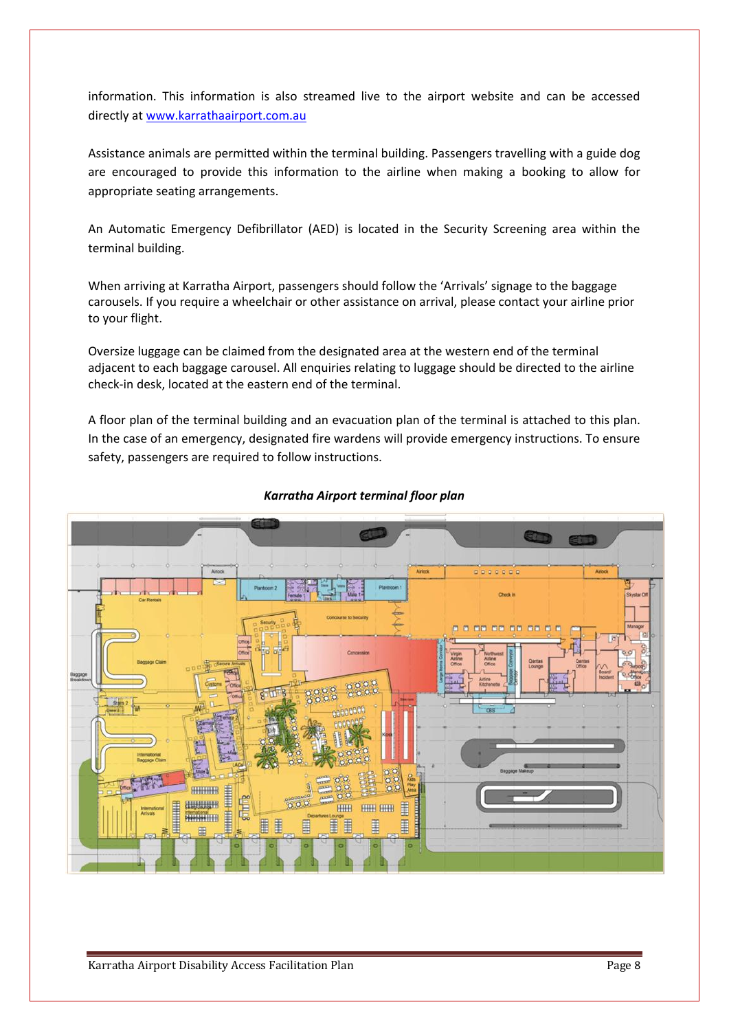information. This information is also streamed live to the airport website and can be accessed directly at [www.karrathaairport.com.au](http://www.karrathaairport.com.au)

Assistance animals are permitted within the terminal building. Passengers travelling with a guide dog are encouraged to provide this information to the airline when making a booking to allow for appropriate seating arrangements.

An Automatic Emergency Defibrillator (AED) is located in the Security Screening area within the terminal building.

When arriving at Karratha Airport, passengers should follow the 'Arrivals' signage to the baggage carousels. If you require a wheelchair or other assistance on arrival, please contact your airline prior to your flight.

Oversize luggage can be claimed from the designated area at the western end of the terminal adjacent to each baggage carousel. All enquiries relating to luggage should be directed to the airline check-in desk, located at the eastern end of the terminal.

A floor plan of the terminal building and an evacuation plan of the terminal is attached to this plan. In the case of an emergency, designated fire wardens will provide emergency instructions. To ensure safety, passengers are required to follow instructions.

***Karratha Airport terminal floor plan***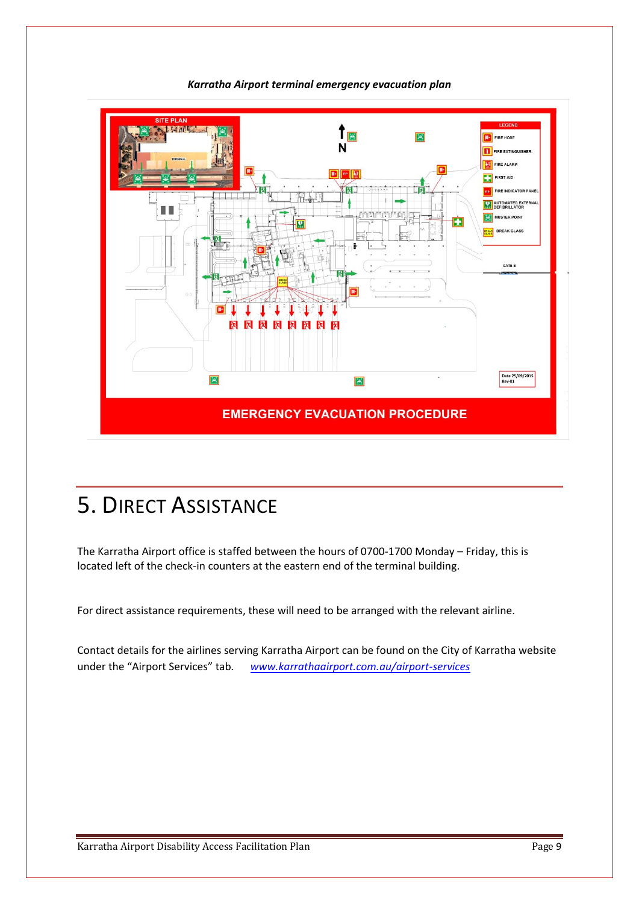*Karratha Airport terminal emergency evacuation plan*

# 5. Direct Assistance

The Karratha Airport office is staffed between the hours of 0700-1700 Monday – Friday, this is located left of the check-in counters at the eastern end of the terminal building.

For direct assistance requirements, these will need to be arranged with the relevant airline.

Contact details for the airlines serving Karratha Airport can be found on the City of Karratha website under the "Airport Services" tab. *www.karrathaairport.com.au/airport-services*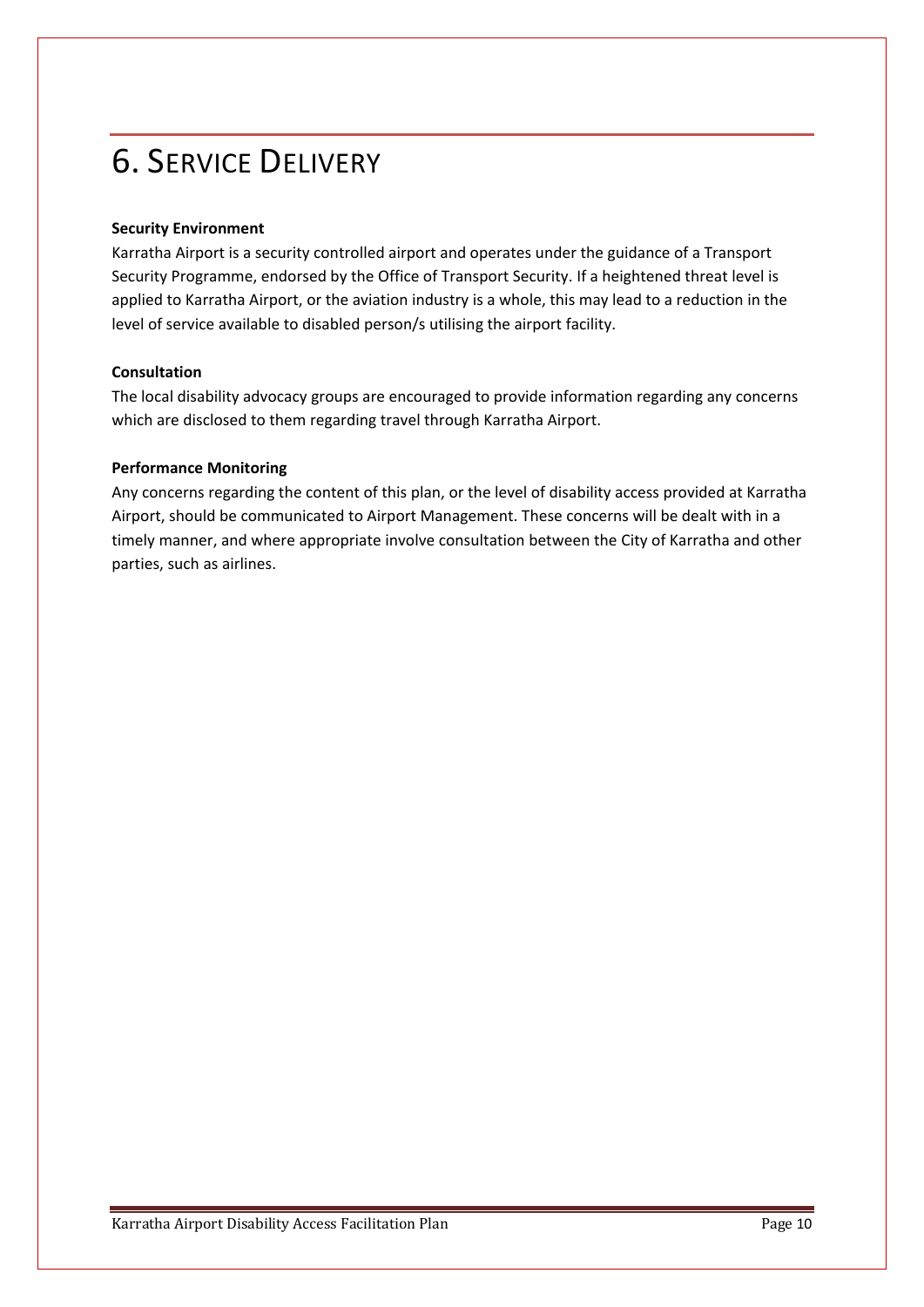# 6. Service Delivery

**Security Environment**

Karratha Airport is a security controlled airport and operates under the guidance of a Transport Security Programme, endorsed by the Office of Transport Security. If a heightened threat level is applied to Karratha Airport, or the aviation industry is a whole, this may lead to a reduction in the level of service available to disabled person/s utilising the airport facility.

**Consultation**

The local disability advocacy groups are encouraged to provide information regarding any concerns which are disclosed to them regarding travel through Karratha Airport.

**Performance Monitoring**

Any concerns regarding the content of this plan, or the level of disability access provided at Karratha Airport, should be communicated to Airport Management. These concerns will be dealt with in a timely manner, and where appropriate involve consultation between the City of Karratha and other parties, such as airlines.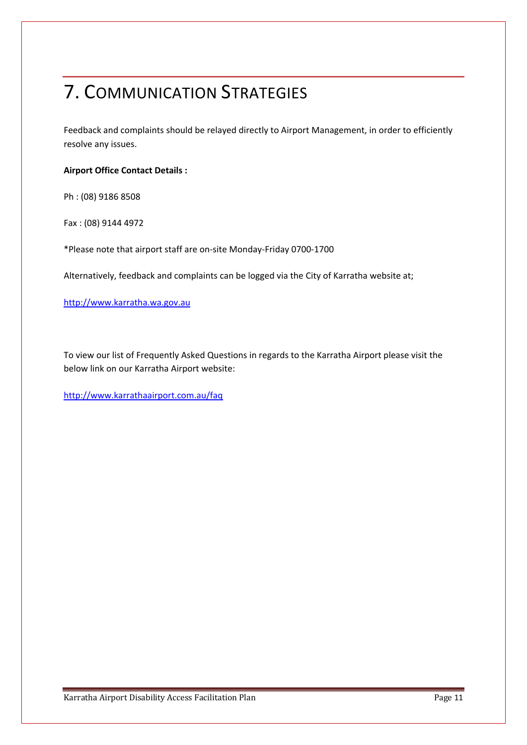# 7. Communication Strategies

Feedback and complaints should be relayed directly to Airport Management, in order to efficiently resolve any issues.

**Airport Office Contact Details :**

Ph : (08) 9186 8508

Fax : (08) 9144 4972

*Please note that airport staff are on-site Monday-Friday 0700-1700

Alternatively, feedback and complaints can be logged via the City of Karratha website at;

http://www.karratha.wa.gov.au

To view our list of Frequently Asked Questions in regards to the Karratha Airport please visit the below link on our Karratha Airport website:

http://www.karrathaairport.com.au/faq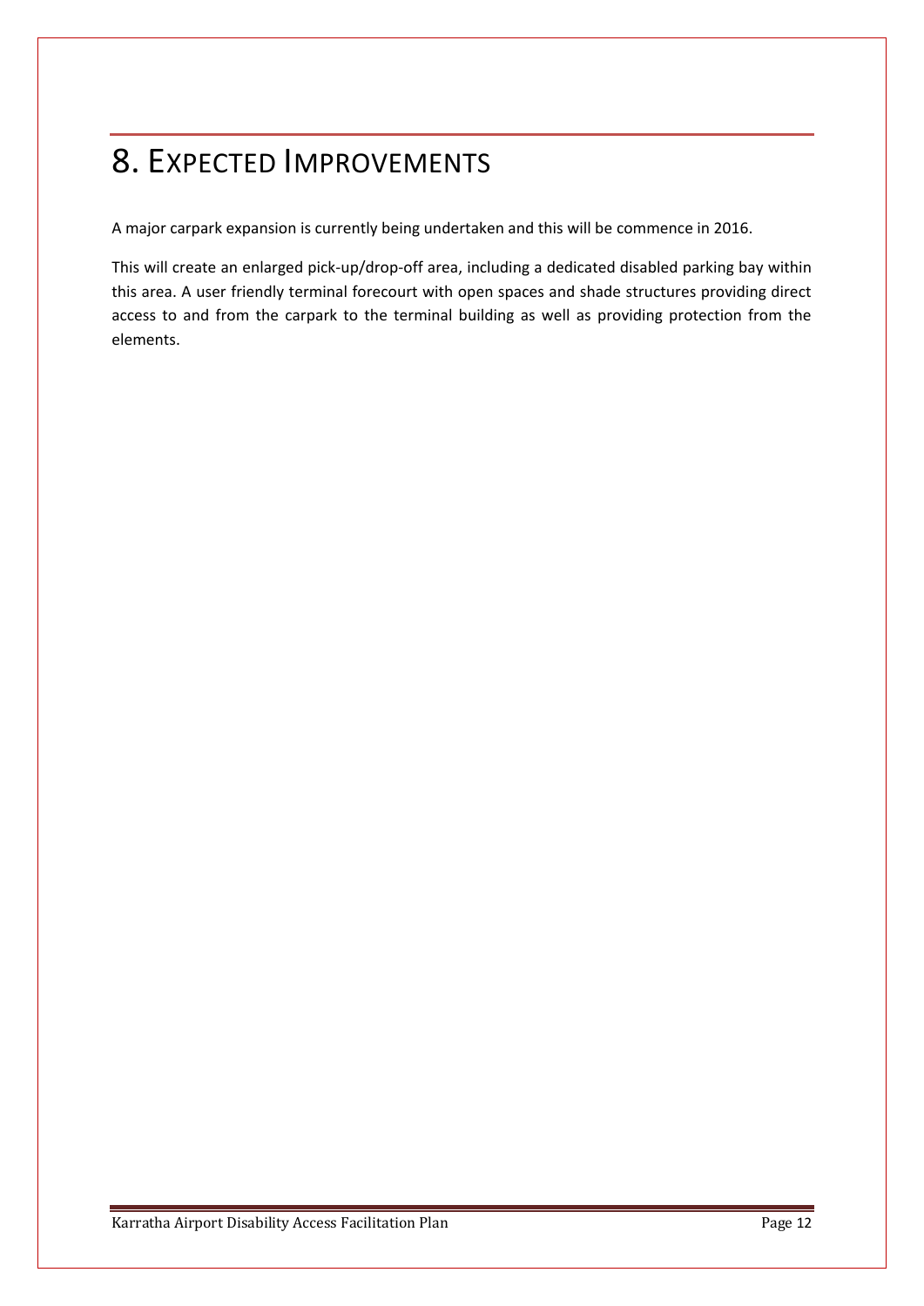# 8. Expected Improvements

A major carpark expansion is currently being undertaken and this will be commence in 2016.

This will create an enlarged pick-up/drop-off area, including a dedicated disabled parking bay within this area. A user friendly terminal forecourt with open spaces and shade structures providing direct access to and from the carpark to the terminal building as well as providing protection from the elements.